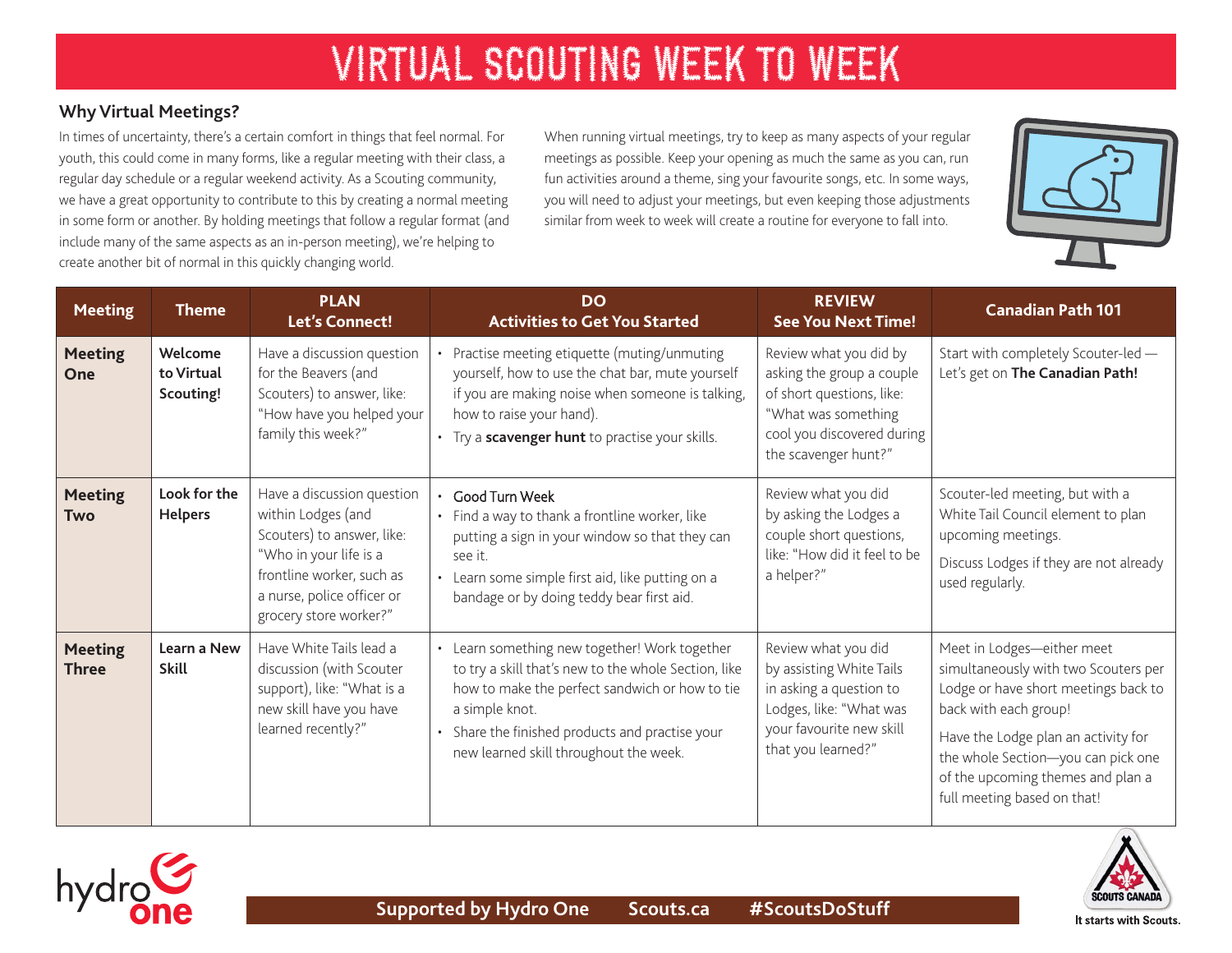# VIRTUAL SCOUTING WEEK TO WEEK

## Why Virtual Meetings?

In times of uncertainty, there's a certain comfort in things that feel normal. For youth, this could come in many forms, like a regular meeting with their class, a regular day schedule or a regular weekend activity. As a Scouting community, we have a great opportunity to contribute to this by creating a normal meeting in some form or another. By holding meetings that follow a regular format (and include many of the same aspects as an in-person meeting), we're helping to create another bit of normal in this quickly changing world.

When running virtual meetings, try to keep as many aspects of your regular meetings as possible. Keep your opening as much the same as you can, run fun activities around a theme, sing your favourite songs, etc. In some ways, you will need to adjust your meetings, but even keeping those adjustments similar from week to week will create a routine for everyone to fall into.

| Meeting | Theme | PLAN<br>Let's Connect! | DO<br>Activities to Get You Started | REVIEW<br>See You Next Time! | Canadian Path 101 |
|---|---|---|---|---|---|
| **Meeting One** | **Welcome to Virtual Scouting!** | Have a discussion question for the Beavers (and Scouters) to answer, like: "How have you helped your family this week?" | • Practise meeting etiquette (muting/unmuting yourself, how to use the chat bar, mute yourself if you are making noise when someone is talking, how to raise your hand).<br>• Try a **scavenger hunt** to practise your skills. | Review what you did by asking the group a couple of short questions, like: "What was something cool you discovered during the scavenger hunt?" | Start with completely Scouter-led — Let's get on **The Canadian Path!** |
| **Meeting Two** | **Look for the Helpers** | Have a discussion question within Lodges (and Scouters) to answer, like: "Who in your life is a frontline worker, such as a nurse, police officer or grocery store worker?" | • Good Turn Week<br>• Find a way to thank a frontline worker, like putting a sign in your window so that they can see it.<br>• Learn some simple first aid, like putting on a bandage or by doing teddy bear first aid. | Review what you did by asking the Lodges a couple short questions, like: "How did it feel to be a helper?" | Scouter-led meeting, but with a White Tail Council element to plan upcoming meetings.<br>Discuss Lodges if they are not already used regularly. |
| **Meeting Three** | **Learn a New Skill** | Have White Tails lead a discussion (with Scouter support), like: "What is a new skill have you have learned recently?" | • Learn something new together! Work together to try a skill that's new to the whole Section, like how to make the perfect sandwich or how to tie a simple knot.<br>• Share the finished products and practise your new learned skill throughout the week. | Review what you did by assisting White Tails in asking a question to Lodges, like: "What was your favourite new skill that you learned?" | Meet in Lodges—either meet simultaneously with two Scouters per Lodge or have short meetings back to back with each group!<br>Have the Lodge plan an activity for the whole Section—you can pick one of the upcoming themes and plan a full meeting based on that! |

Supported by Hydro One Scouts.ca #ScoutsDoStuff

It starts with Scouts.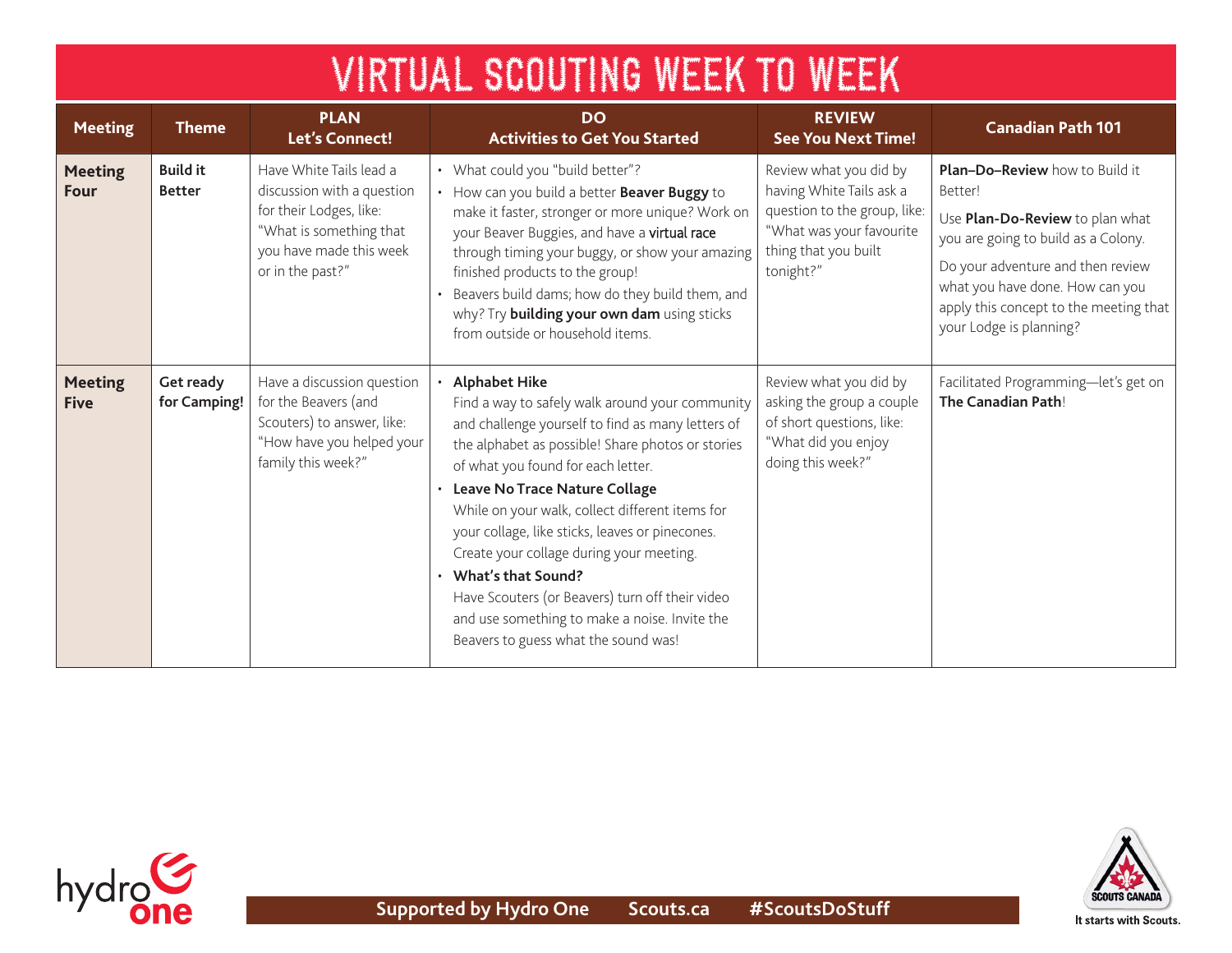# VIRTUAL SCOUTING WEEK TO WEEK

| Meeting | Theme | PLAN<br>Let's Connect! | DO<br>Activities to Get You Started | REVIEW<br>See You Next Time! | Canadian Path 101 |
|---|---|---|---|---|---|
| **Meeting Four** | **Build it Better** | Have White Tails lead a discussion with a question for their Lodges, like: "What is something that you have made this week or in the past?" | • What could you "build better"?<br>• How can you build a better **Beaver Buggy** to make it faster, stronger or more unique? Work on your Beaver Buggies, and have a virtual race through timing your buggy, or show your amazing finished products to the group!<br>• Beavers build dams; how do they build them, and why? Try **building your own dam** using sticks from outside or household items. | Review what you did by having White Tails ask a question to the group, like: "What was your favourite thing that you built tonight?" | **Plan–Do–Review** how to Build it Better!<br><br>Use **Plan-Do-Review** to plan what you are going to build as a Colony.<br><br>Do your adventure and then review what you have done. How can you apply this concept to the meeting that your Lodge is planning? |
| **Meeting Five** | **Get ready for Camping!** | Have a discussion question for the Beavers (and Scouters) to answer, like: "How have you helped your family this week?" | • **Alphabet Hike**<br>Find a way to safely walk around your community and challenge yourself to find as many letters of the alphabet as possible! Share photos or stories of what you found for each letter.<br>• **Leave No Trace Nature Collage**<br>While on your walk, collect different items for your collage, like sticks, leaves or pinecones. Create your collage during your meeting.<br>• **What's that Sound?**<br>Have Scouters (or Beavers) turn off their video and use something to make a noise. Invite the Beavers to guess what the sound was! | Review what you did by asking the group a couple of short questions, like: "What did you enjoy doing this week?" | Facilitated Programming—let's get on **The Canadian Path**! |

Supported by Hydro One Scouts.ca #ScoutsDoStuff

It starts with Scouts.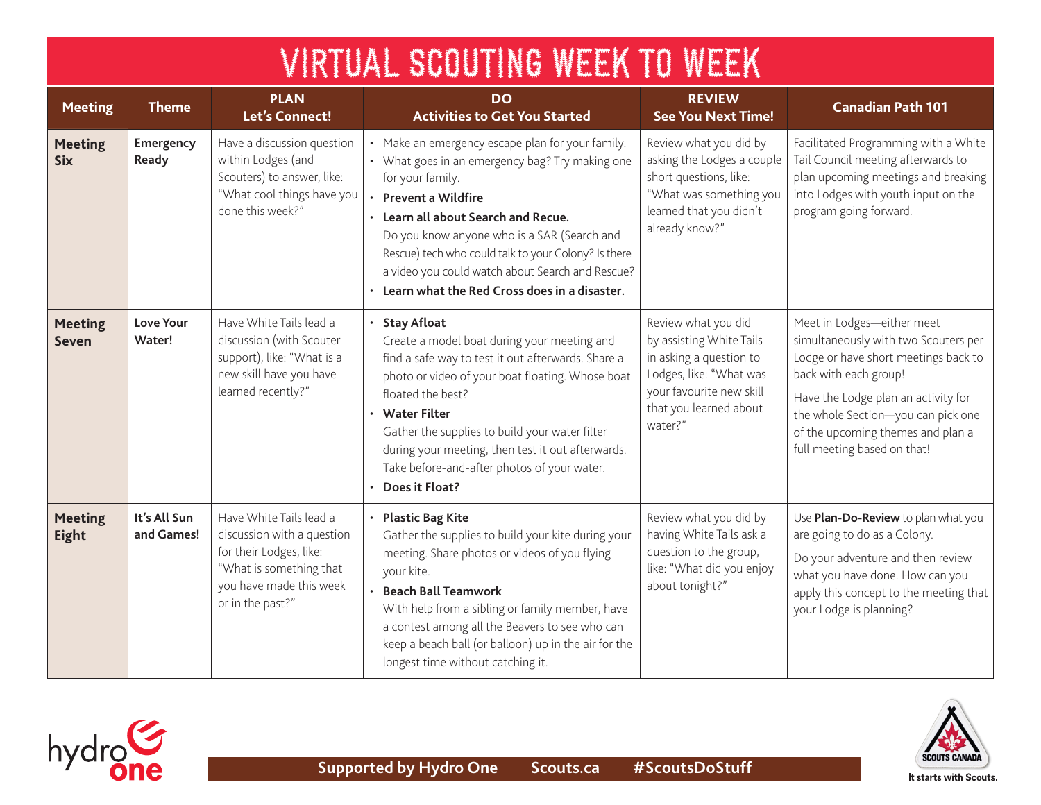# VIRTUAL SCOUTING WEEK TO WEEK

| Meeting | Theme | PLAN<br>Let's Connect! | DO<br>Activities to Get You Started | REVIEW<br>See You Next Time! | Canadian Path 101 |
|---|---|---|---|---|---|
| **Meeting Six** | **Emergency Ready** | Have a discussion question within Lodges (and Scouters) to answer, like: "What cool things have you done this week?" | • Make an emergency escape plan for your family.<br>• What goes in an emergency bag? Try making one for your family.<br>• **Prevent a Wildfire**<br>• **Learn all about Search and Recue.** Do you know anyone who is a SAR (Search and Rescue) tech who could talk to your Colony? Is there a video you could watch about Search and Rescue?<br>• **Learn what the Red Cross does in a disaster.** | Review what you did by asking the Lodges a couple short questions, like: "What was something you learned that you didn't already know?" | Facilitated Programming with a White Tail Council meeting afterwards to plan upcoming meetings and breaking into Lodges with youth input on the program going forward. |
| **Meeting Seven** | **Love Your Water!** | Have White Tails lead a discussion (with Scouter support), like: "What is a new skill have you have learned recently?" | • **Stay Afloat** Create a model boat during your meeting and find a safe way to test it out afterwards. Share a photo or video of your boat floating. Whose boat floated the best?<br>• **Water Filter** Gather the supplies to build your water filter during your meeting, then test it out afterwards. Take before-and-after photos of your water.<br>• **Does it Float?** | Review what you did by assisting White Tails in asking a question to Lodges, like: "What was your favourite new skill that you learned about water?" | Meet in Lodges—either meet simultaneously with two Scouters per Lodge or have short meetings back to back with each group!<br><br>Have the Lodge plan an activity for the whole Section—you can pick one of the upcoming themes and plan a full meeting based on that! |
| **Meeting Eight** | **It's All Sun and Games!** | Have White Tails lead a discussion with a question for their Lodges, like: "What is something that you have made this week or in the past?" | • **Plastic Bag Kite** Gather the supplies to build your kite during your meeting. Share photos or videos of you flying your kite.<br>• **Beach Ball Teamwork** With help from a sibling or family member, have a contest among all the Beavers to see who can keep a beach ball (or balloon) up in the air for the longest time without catching it. | Review what you did by having White Tails ask a question to the group, like: "What did you enjoy about tonight?" | Use **Plan-Do-Review** to plan what you are going to do as a Colony.<br><br>Do your adventure and then review what you have done. How can you apply this concept to the meeting that your Lodge is planning? |

Supported by Hydro One    Scouts.ca    #ScoutsDoStuff

It starts with Scouts.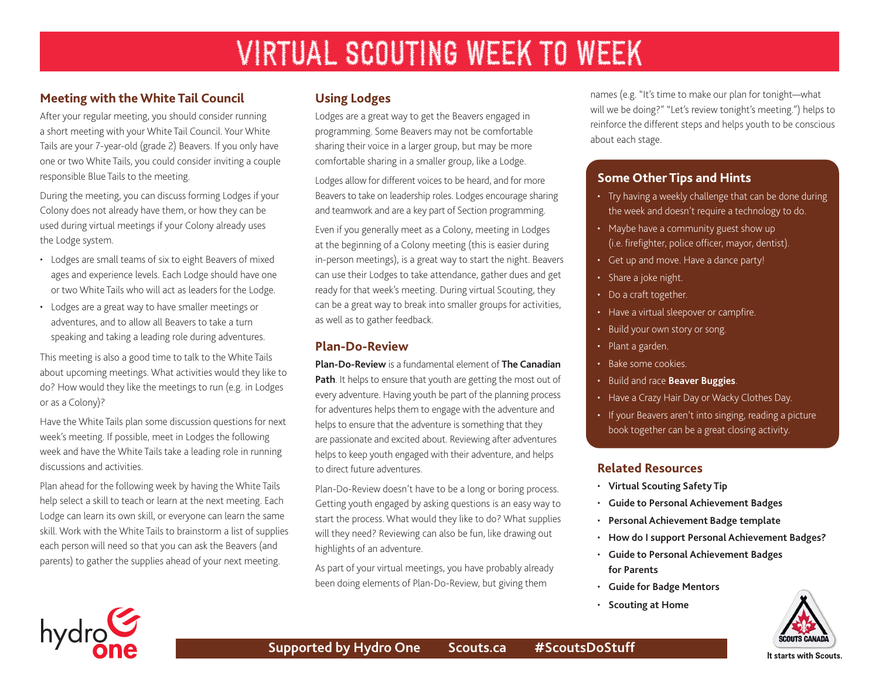# VIRTUAL SCOUTING WEEK TO WEEK

## Meeting with the White Tail Council

After your regular meeting, you should consider running a short meeting with your White Tail Council. Your White Tails are your 7-year-old (grade 2) Beavers. If you only have one or two White Tails, you could consider inviting a couple responsible Blue Tails to the meeting.

During the meeting, you can discuss forming Lodges if your Colony does not already have them, or how they can be used during virtual meetings if your Colony already uses the Lodge system.

- Lodges are small teams of six to eight Beavers of mixed ages and experience levels. Each Lodge should have one or two White Tails who will act as leaders for the Lodge.
- Lodges are a great way to have smaller meetings or adventures, and to allow all Beavers to take a turn speaking and taking a leading role during adventures.

This meeting is also a good time to talk to the White Tails about upcoming meetings. What activities would they like to do? How would they like the meetings to run (e.g. in Lodges or as a Colony)?

Have the White Tails plan some discussion questions for next week's meeting. If possible, meet in Lodges the following week and have the White Tails take a leading role in running discussions and activities.

Plan ahead for the following week by having the White Tails help select a skill to teach or learn at the next meeting. Each Lodge can learn its own skill, or everyone can learn the same skill. Work with the White Tails to brainstorm a list of supplies each person will need so that you can ask the Beavers (and parents) to gather the supplies ahead of your next meeting.

## Using Lodges

Lodges are a great way to get the Beavers engaged in programming. Some Beavers may not be comfortable sharing their voice in a larger group, but may be more comfortable sharing in a smaller group, like a Lodge.

Lodges allow for different voices to be heard, and for more Beavers to take on leadership roles. Lodges encourage sharing and teamwork and are a key part of Section programming.

Even if you generally meet as a Colony, meeting in Lodges at the beginning of a Colony meeting (this is easier during in-person meetings), is a great way to start the night. Beavers can use their Lodges to take attendance, gather dues and get ready for that week's meeting. During virtual Scouting, they can be a great way to break into smaller groups for activities, as well as to gather feedback.

## Plan-Do-Review

**Plan-Do-Review** is a fundamental element of **The Canadian Path**. It helps to ensure that youth are getting the most out of every adventure. Having youth be part of the planning process for adventures helps them to engage with the adventure and helps to ensure that the adventure is something that they are passionate and excited about. Reviewing after adventures helps to keep youth engaged with their adventure, and helps to direct future adventures.

Plan-Do-Review doesn't have to be a long or boring process. Getting youth engaged by asking questions is an easy way to start the process. What would they like to do? What supplies will they need? Reviewing can also be fun, like drawing out highlights of an adventure.

As part of your virtual meetings, you have probably already been doing elements of Plan-Do-Review, but giving them names (e.g. "It's time to make our plan for tonight—what will we be doing?" "Let's review tonight's meeting.") helps to reinforce the different steps and helps youth to be conscious about each stage.

## Some Other Tips and Hints

- Try having a weekly challenge that can be done during the week and doesn't require a technology to do.
- Maybe have a community guest show up (i.e. firefighter, police officer, mayor, dentist).
- Get up and move. Have a dance party!
- Share a joke night.
- Do a craft together.
- Have a virtual sleepover or campfire.
- Build your own story or song.
- Plant a garden.
- Bake some cookies.
- Build and race **Beaver Buggies**.
- Have a Crazy Hair Day or Wacky Clothes Day.
- If your Beavers aren't into singing, reading a picture book together can be a great closing activity.

## Related Resources

- **Virtual Scouting Safety Tip**
- **Guide to Personal Achievement Badges**
- **Personal Achievement Badge template**
- **How do I support Personal Achievement Badges?**
- **Guide to Personal Achievement Badges for Parents**
- **Guide for Badge Mentors**
- **Scouting at Home**

**Supported by Hydro One  Scouts.ca  #ScoutsDoStuff**

It starts with Scouts.